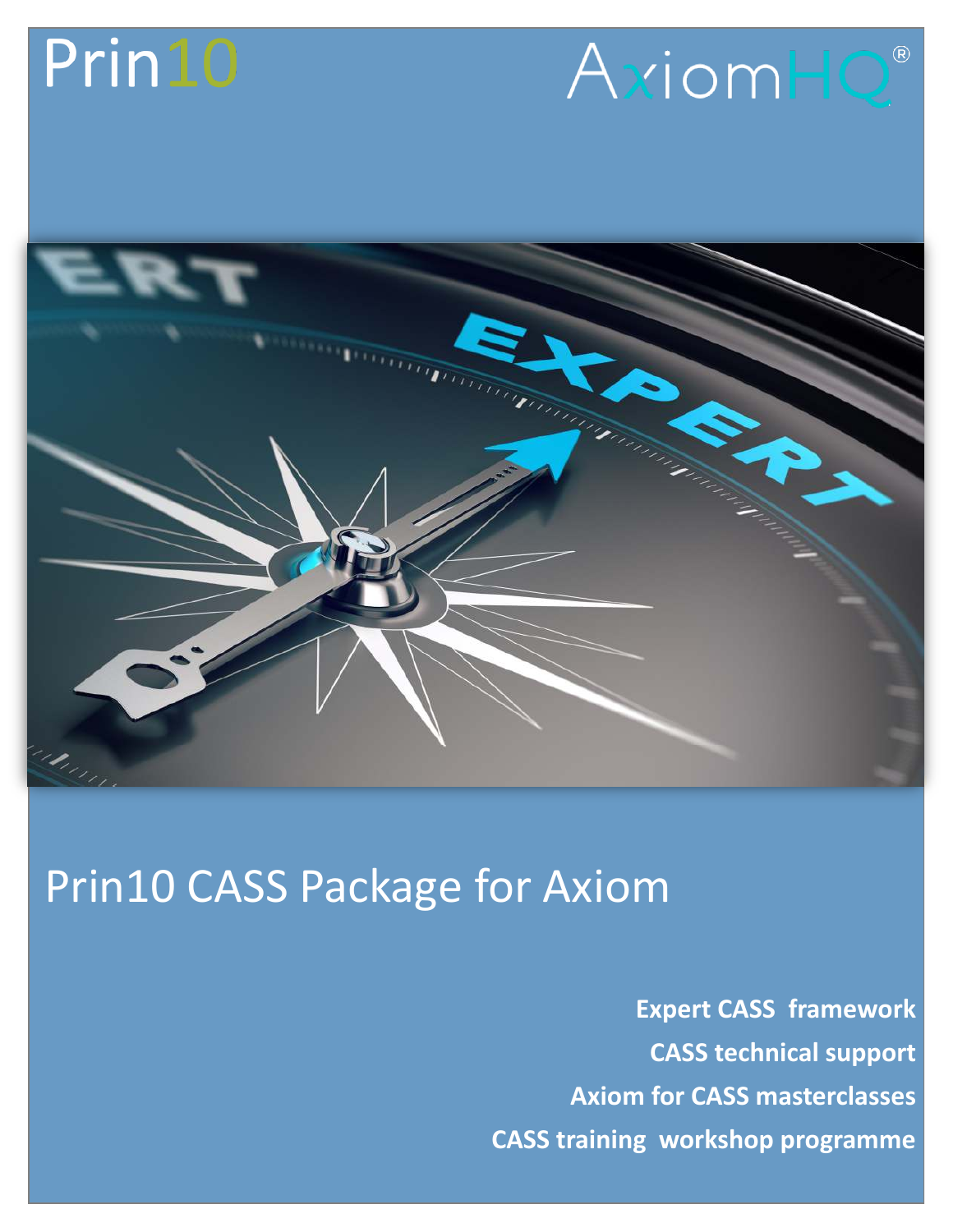Prin10

AxiomHQ®

# Prin10 CASS Package for Axiom

**Expert CASS framework**

**CASS technical support**

**Axiom for CASS masterclasses**

**CASS training workshop programme**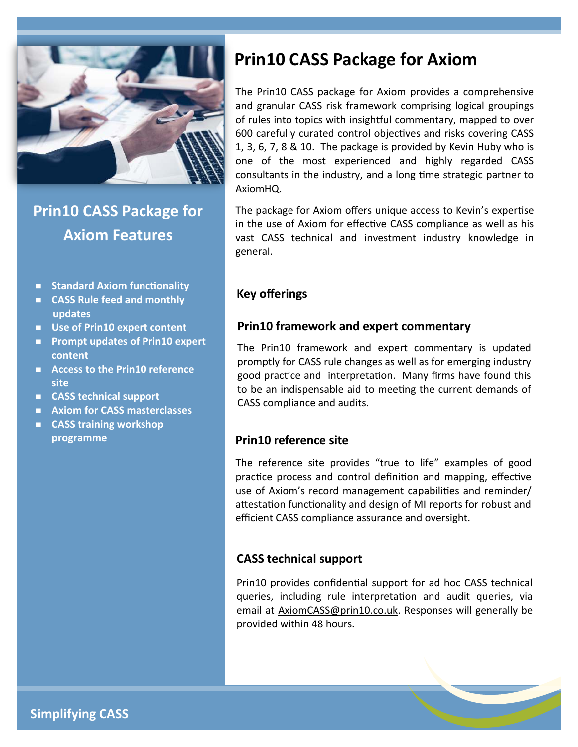# Prin10 CASS Package for Axiom

The Prin10 CASS package for Axiom provides a comprehensive and granular CASS risk framework comprising logical groupings of rules into topics with insightful commentary, mapped to over 600 carefully curated control objectives and risks covering CASS 1, 3, 6, 7, 8 & 10. The package is provided by Kevin Huby who is one of the most experienced and highly regarded CASS consultants in the industry, and a long time strategic partner to AxiomHQ.

The package for Axiom offers unique access to Kevin's expertise in the use of Axiom for effective CASS compliance as well as his vast CASS technical and investment industry knowledge in general.

## Prin10 CASS Package for Axiom Features

- **Standard Axiom functionality**
- **CASS Rule feed and monthly updates**
- **Use of Prin10 expert content**
- **Prompt updates of Prin10 expert content**
- **Access to the Prin10 reference site**
- **CASS technical support**
- **Axiom for CASS masterclasses**
- **CASS training workshop programme**

## Key offerings

### Prin10 framework and expert commentary

The Prin10 framework and expert commentary is updated promptly for CASS rule changes as well as for emerging industry good practice and interpretation. Many firms have found this to be an indispensable aid to meeting the current demands of CASS compliance and audits.

### Prin10 reference site

The reference site provides "true to life" examples of good practice process and control definition and mapping, effective use of Axiom's record management capabilities and reminder/ attestation functionality and design of MI reports for robust and efficient CASS compliance assurance and oversight.

### CASS technical support

Prin10 provides confidential support for ad hoc CASS technical queries, including rule interpretation and audit queries, via email at AxiomCASS@prin10.co.uk. Responses will generally be provided within 48 hours.

**Simplifying CASS**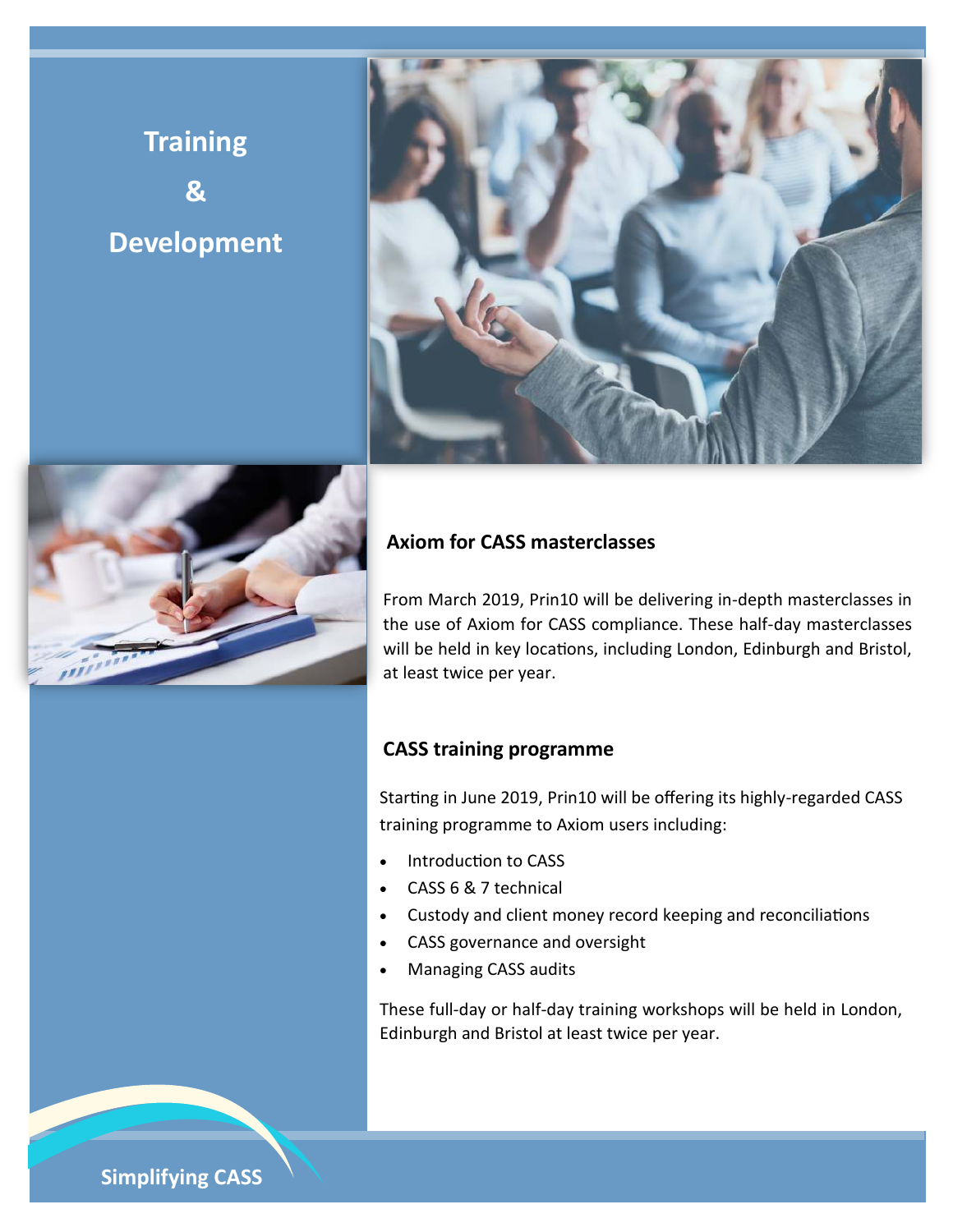# Training & Development

## Axiom for CASS masterclasses

From March 2019, Prin10 will be delivering in-depth masterclasses in the use of Axiom for CASS compliance. These half-day masterclasses will be held in key locations, including London, Edinburgh and Bristol, at least twice per year.

## CASS training programme

Starting in June 2019, Prin10 will be offering its highly-regarded CASS training programme to Axiom users including:

- Introduction to CASS
- CASS 6 & 7 technical
- Custody and client money record keeping and reconciliations
- CASS governance and oversight
- Managing CASS audits

These full-day or half-day training workshops will be held in London, Edinburgh and Bristol at least twice per year.

Simplifying CASS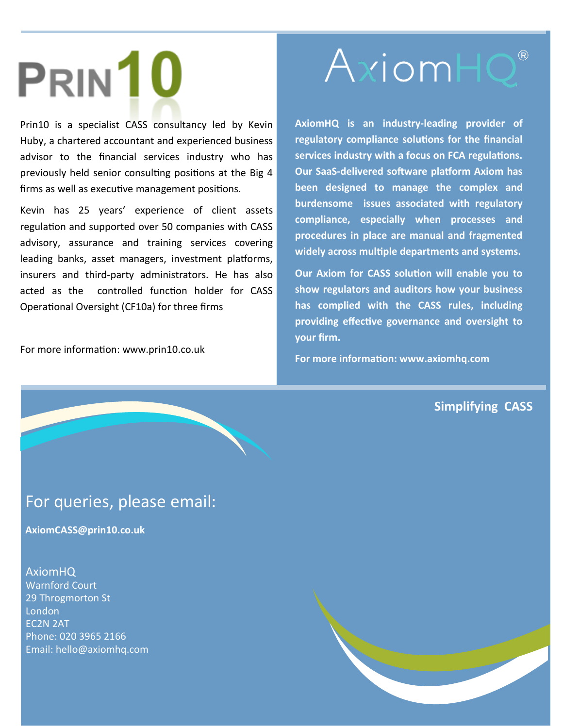# PRIN10

Prin10 is a specialist CASS consultancy led by Kevin Huby, a chartered accountant and experienced business advisor to the financial services industry who has previously held senior consulting positions at the Big 4 firms as well as executive management positions.

Kevin has 25 years' experience of client assets regulation and supported over 50 companies with CASS advisory, assurance and training services covering leading banks, asset managers, investment platforms, insurers and third-party administrators. He has also acted as the controlled function holder for CASS Operational Oversight (CF10a) for three firms

For more information: www.prin10.co.uk

# AxiomHQ®

**AxiomHQ is an industry-leading provider of regulatory compliance solutions for the financial services industry with a focus on FCA regulations. Our SaaS-delivered software platform Axiom has been designed to manage the complex and burdensome issues associated with regulatory compliance, especially when processes and procedures in place are manual and fragmented widely across multiple departments and systems.**

**Our Axiom for CASS solution will enable you to show regulators and auditors how your business has complied with the CASS rules, including providing effective governance and oversight to your firm.**

**For more information: www.axiomhq.com**

**Simplifying CASS**

## For queries, please email:

**AxiomCASS@prin10.co.uk**

AxiomHQ
Warnford Court
29 Throgmorton St
London
EC2N 2AT
Phone: 020 3965 2166
Email: hello@axiomhq.com